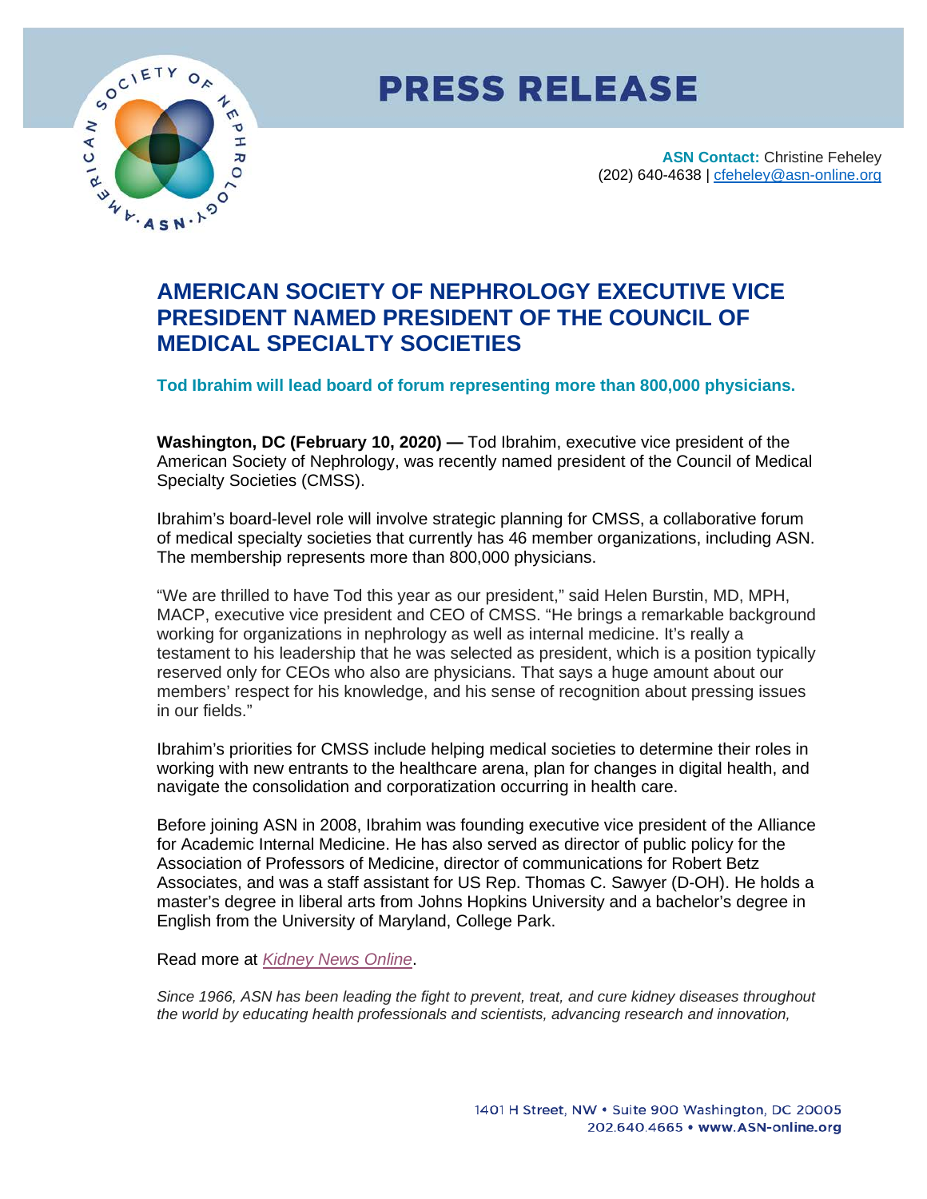# PRESS RELEASE

**ASN Contact:** Christine Feheley
(202) 640-4638 | cfeheley@asn-online.org

## AMERICAN SOCIETY OF NEPHROLOGY EXECUTIVE VICE PRESIDENT NAMED PRESIDENT OF THE COUNCIL OF MEDICAL SPECIALTY SOCIETIES

**Tod Ibrahim will lead board of forum representing more than 800,000 physicians.**

**Washington, DC (February 10, 2020) —** Tod Ibrahim, executive vice president of the American Society of Nephrology, was recently named president of the Council of Medical Specialty Societies (CMSS).

Ibrahim's board-level role will involve strategic planning for CMSS, a collaborative forum of medical specialty societies that currently has 46 member organizations, including ASN. The membership represents more than 800,000 physicians.

"We are thrilled to have Tod this year as our president," said Helen Burstin, MD, MPH, MACP, executive vice president and CEO of CMSS. "He brings a remarkable background working for organizations in nephrology as well as internal medicine. It's really a testament to his leadership that he was selected as president, which is a position typically reserved only for CEOs who also are physicians. That says a huge amount about our members' respect for his knowledge, and his sense of recognition about pressing issues in our fields."

Ibrahim's priorities for CMSS include helping medical societies to determine their roles in working with new entrants to the healthcare arena, plan for changes in digital health, and navigate the consolidation and corporatization occurring in health care.

Before joining ASN in 2008, Ibrahim was founding executive vice president of the Alliance for Academic Internal Medicine. He has also served as director of public policy for the Association of Professors of Medicine, director of communications for Robert Betz Associates, and was a staff assistant for US Rep. Thomas C. Sawyer (D-OH). He holds a master's degree in liberal arts from Johns Hopkins University and a bachelor's degree in English from the University of Maryland, College Park.

Read more at *Kidney News Online*.

*Since 1966, ASN has been leading the fight to prevent, treat, and cure kidney diseases throughout the world by educating health professionals and scientists, advancing research and innovation,*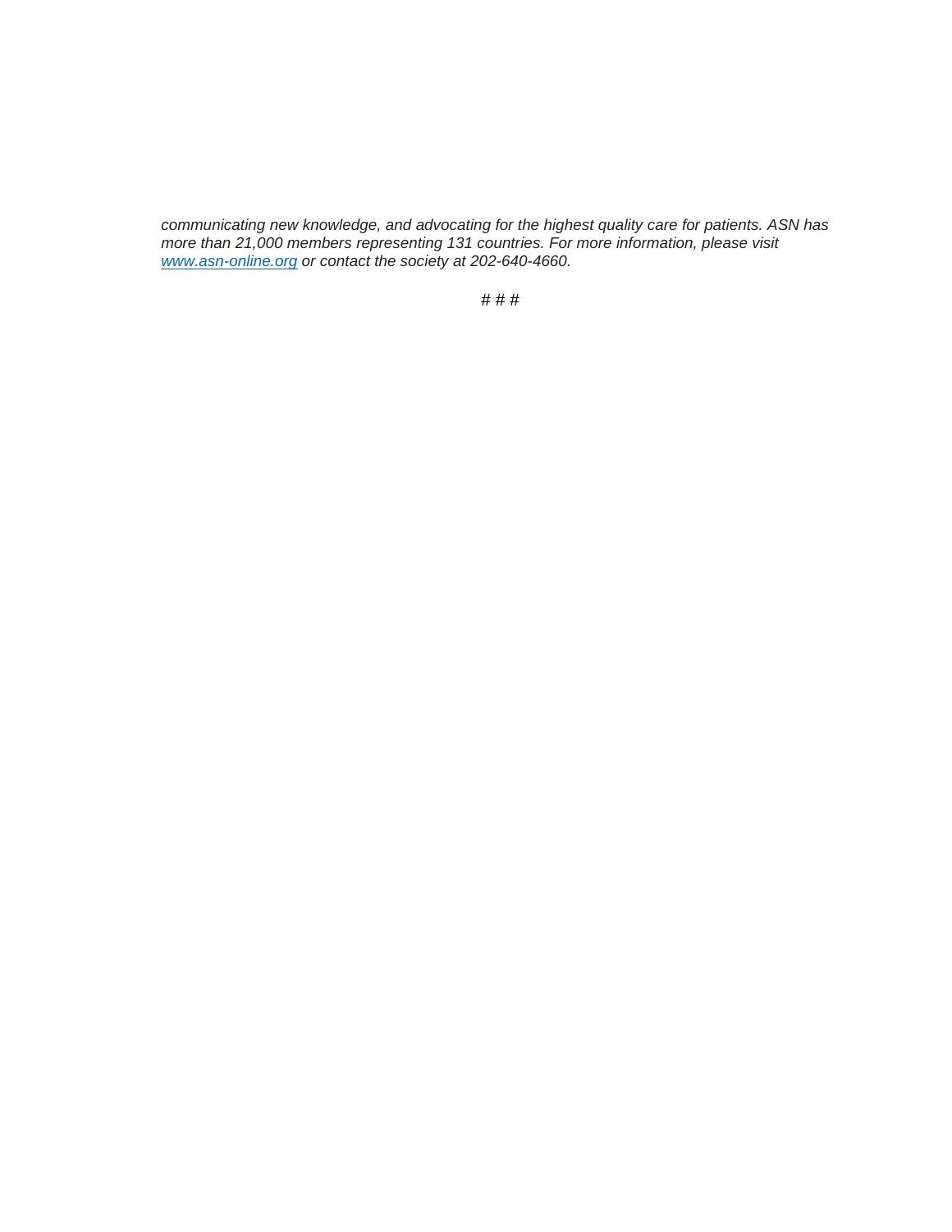*communicating new knowledge, and advocating for the highest quality care for patients. ASN has more than 21,000 members representing 131 countries. For more information, please visit [www.asn-online.org](http://www.asn-online.org) or contact the society at 202-640-4660.*

# # #